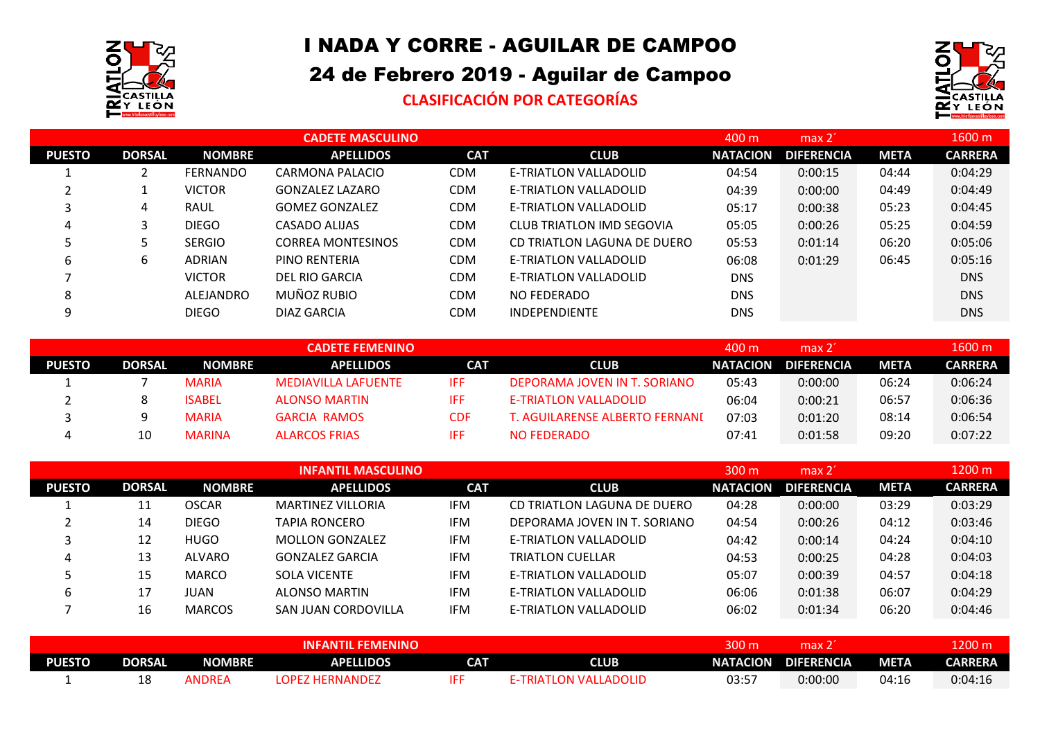# I NADA Y CORRE - AGUILAR DE CAMPOO

## 24 de Febrero 2019 - Aguilar de Campoo

### CLASIFICACIÓN POR CATEGORÍAS

| CADETE MASCULINO | | | | | | 400 m | max 2´ | | 1600 m |
|---|---|---|---|---|---|---|---|---|---|
| PUESTO | DORSAL | NOMBRE | APELLIDOS | CAT | CLUB | NATACION | DIFERENCIA | META | CARRERA |
| 1 | 2 | FERNANDO | CARMONA PALACIO | CDM | E-TRIATLON VALLADOLID | 04:54 | 0:00:15 | 04:44 | 0:04:29 |
| 2 | 1 | VICTOR | GONZALEZ LAZARO | CDM | E-TRIATLON VALLADOLID | 04:39 | 0:00:00 | 04:49 | 0:04:49 |
| 3 | 4 | RAUL | GOMEZ GONZALEZ | CDM | E-TRIATLON VALLADOLID | 05:17 | 0:00:38 | 05:23 | 0:04:45 |
| 4 | 3 | DIEGO | CASADO ALIJAS | CDM | CLUB TRIATLON IMD SEGOVIA | 05:05 | 0:00:26 | 05:25 | 0:04:59 |
| 5 | 5 | SERGIO | CORREA MONTESINOS | CDM | CD TRIATLON LAGUNA DE DUERO | 05:53 | 0:01:14 | 06:20 | 0:05:06 |
| 6 | 6 | ADRIAN | PINO RENTERIA | CDM | E-TRIATLON VALLADOLID | 06:08 | 0:01:29 | 06:45 | 0:05:16 |
| 7 | | VICTOR | DEL RIO GARCIA | CDM | E-TRIATLON VALLADOLID | DNS | | | DNS |
| 8 | | ALEJANDRO | MUÑOZ RUBIO | CDM | NO FEDERADO | DNS | | | DNS |
| 9 | | DIEGO | DIAZ GARCIA | CDM | INDEPENDIENTE | DNS | | | DNS |

| CADETE FEMENINO | | | | | | 400 m | max 2´ | | 1600 m |
|---|---|---|---|---|---|---|---|---|---|
| PUESTO | DORSAL | NOMBRE | APELLIDOS | CAT | CLUB | NATACION | DIFERENCIA | META | CARRERA |
| 1 | 7 | MARIA | MEDIAVILLA LAFUENTE | IFF | DEPORAMA JOVEN IN T. SORIANO | 05:43 | 0:00:00 | 06:24 | 0:06:24 |
| 2 | 8 | ISABEL | ALONSO MARTIN | IFF | E-TRIATLON VALLADOLID | 06:04 | 0:00:21 | 06:57 | 0:06:36 |
| 3 | 9 | MARIA | GARCIA RAMOS | CDF | T. AGUILARENSE ALBERTO FERNANI | 07:03 | 0:01:20 | 08:14 | 0:06:54 |
| 4 | 10 | MARINA | ALARCOS FRIAS | IFF | NO FEDERADO | 07:41 | 0:01:58 | 09:20 | 0:07:22 |

| INFANTIL MASCULINO | | | | | | 300 m | max 2´ | | 1200 m |
|---|---|---|---|---|---|---|---|---|---|
| PUESTO | DORSAL | NOMBRE | APELLIDOS | CAT | CLUB | NATACION | DIFERENCIA | META | CARRERA |
| 1 | 11 | OSCAR | MARTINEZ VILLORIA | IFM | CD TRIATLON LAGUNA DE DUERO | 04:28 | 0:00:00 | 03:29 | 0:03:29 |
| 2 | 14 | DIEGO | TAPIA RONCERO | IFM | DEPORAMA JOVEN IN T. SORIANO | 04:54 | 0:00:26 | 04:12 | 0:03:46 |
| 3 | 12 | HUGO | MOLLON GONZALEZ | IFM | E-TRIATLON VALLADOLID | 04:42 | 0:00:14 | 04:24 | 0:04:10 |
| 4 | 13 | ALVARO | GONZALEZ GARCIA | IFM | TRIATLON CUELLAR | 04:53 | 0:00:25 | 04:28 | 0:04:03 |
| 5 | 15 | MARCO | SOLA VICENTE | IFM | E-TRIATLON VALLADOLID | 05:07 | 0:00:39 | 04:57 | 0:04:18 |
| 6 | 17 | JUAN | ALONSO MARTIN | IFM | E-TRIATLON VALLADOLID | 06:06 | 0:01:38 | 06:07 | 0:04:29 |
| 7 | 16 | MARCOS | SAN JUAN CORDOVILLA | IFM | E-TRIATLON VALLADOLID | 06:02 | 0:01:34 | 06:20 | 0:04:46 |

| INFANTIL FEMENINO | | | | | | 300 m | max 2´ | | 1200 m |
|---|---|---|---|---|---|---|---|---|---|
| PUESTO | DORSAL | NOMBRE | APELLIDOS | CAT | CLUB | NATACION | DIFERENCIA | META | CARRERA |
| 1 | 18 | ANDREA | LOPEZ HERNANDEZ | IFF | E-TRIATLON VALLADOLID | 03:57 | 0:00:00 | 04:16 | 0:04:16 |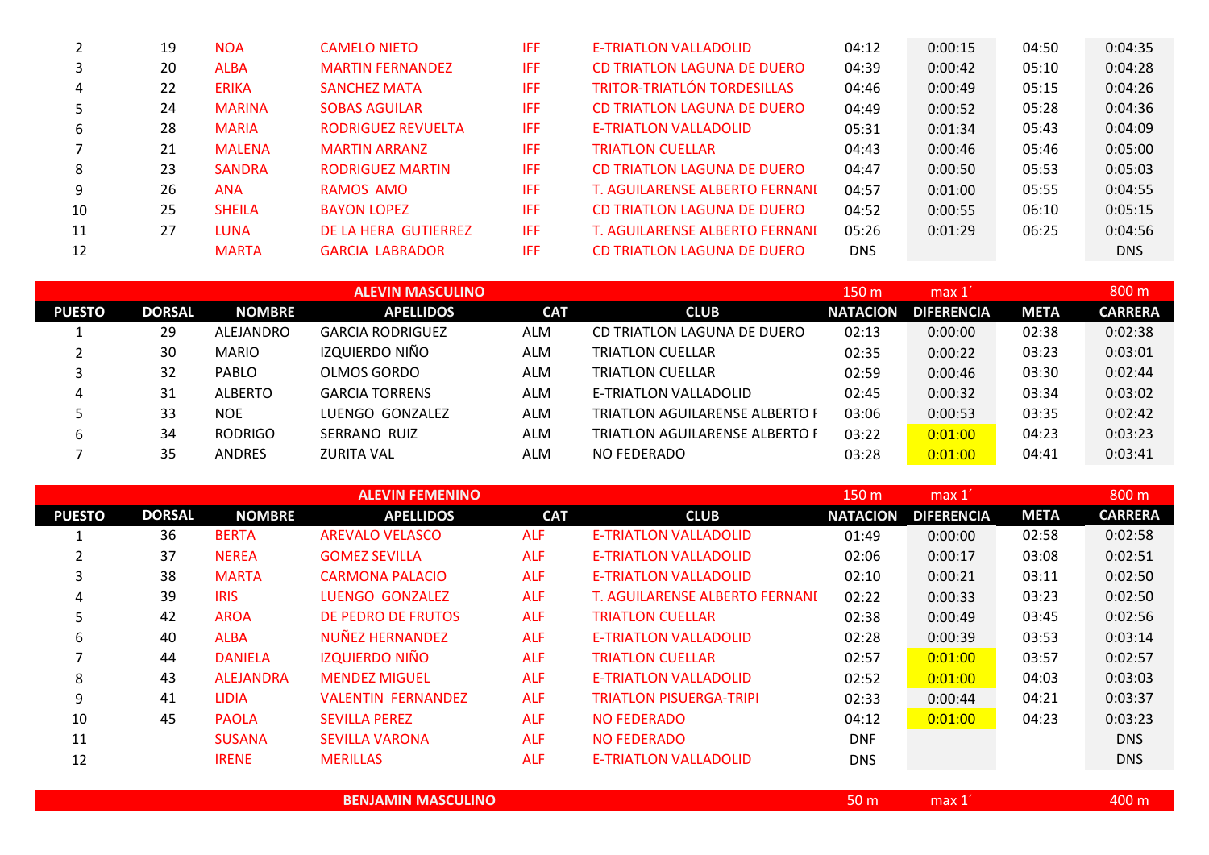| PUESTO | DORSAL | NOMBRE | APELLIDOS | CAT | CLUB | NATACION | DIFERENCIA | META | CARRERA |
|---|---|---|---|---|---|---|---|---|---|
| 2 | 19 | NOA | CAMELO NIETO | IFF | E-TRIATLON VALLADOLID | 04:12 | 0:00:15 | 04:50 | 0:04:35 |
| 3 | 20 | ALBA | MARTIN FERNANDEZ | IFF | CD TRIATLON LAGUNA DE DUERO | 04:39 | 0:00:42 | 05:10 | 0:04:28 |
| 4 | 22 | ERIKA | SANCHEZ MATA | IFF | TRITOR-TRIATLÓN TORDESILLAS | 04:46 | 0:00:49 | 05:15 | 0:04:26 |
| 5 | 24 | MARINA | SOBAS AGUILAR | IFF | CD TRIATLON LAGUNA DE DUERO | 04:49 | 0:00:52 | 05:28 | 0:04:36 |
| 6 | 28 | MARIA | RODRIGUEZ REVUELTA | IFF | E-TRIATLON VALLADOLID | 05:31 | 0:01:34 | 05:43 | 0:04:09 |
| 7 | 21 | MALENA | MARTIN ARRANZ | IFF | TRIATLON CUELLAR | 04:43 | 0:00:46 | 05:46 | 0:05:00 |
| 8 | 23 | SANDRA | RODRIGUEZ MARTIN | IFF | CD TRIATLON LAGUNA DE DUERO | 04:47 | 0:00:50 | 05:53 | 0:05:03 |
| 9 | 26 | ANA | RAMOS AMO | IFF | T. AGUILARENSE ALBERTO FERNANI | 04:57 | 0:01:00 | 05:55 | 0:04:55 |
| 10 | 25 | SHEILA | BAYON LOPEZ | IFF | CD TRIATLON LAGUNA DE DUERO | 04:52 | 0:00:55 | 06:10 | 0:05:15 |
| 11 | 27 | LUNA | DE LA HERA GUTIERREZ | IFF | T. AGUILARENSE ALBERTO FERNANI | 05:26 | 0:01:29 | 06:25 | 0:04:56 |
| 12 | | MARTA | GARCIA LABRADOR | IFF | CD TRIATLON LAGUNA DE DUERO | DNS | | | DNS |

| ALEVIN MASCULINO | | | | | | 150 m | max 1´ | | 800 m |
|---|---|---|---|---|---|---|---|---|---|
| PUESTO | DORSAL | NOMBRE | APELLIDOS | CAT | CLUB | NATACION | DIFERENCIA | META | CARRERA |
| 1 | 29 | ALEJANDRO | GARCIA RODRIGUEZ | ALM | CD TRIATLON LAGUNA DE DUERO | 02:13 | 0:00:00 | 02:38 | 0:02:38 |
| 2 | 30 | MARIO | IZQUIERDO NIÑO | ALM | TRIATLON CUELLAR | 02:35 | 0:00:22 | 03:23 | 0:03:01 |
| 3 | 32 | PABLO | OLMOS GORDO | ALM | TRIATLON CUELLAR | 02:59 | 0:00:46 | 03:30 | 0:02:44 |
| 4 | 31 | ALBERTO | GARCIA TORRENS | ALM | E-TRIATLON VALLADOLID | 02:45 | 0:00:32 | 03:34 | 0:03:02 |
| 5 | 33 | NOE | LUENGO GONZALEZ | ALM | TRIATLON AGUILARENSE ALBERTO F | 03:06 | 0:00:53 | 03:35 | 0:02:42 |
| 6 | 34 | RODRIGO | SERRANO RUIZ | ALM | TRIATLON AGUILARENSE ALBERTO F | 03:22 | 0:01:00 | 04:23 | 0:03:23 |
| 7 | 35 | ANDRES | ZURITA VAL | ALM | NO FEDERADO | 03:28 | 0:01:00 | 04:41 | 0:03:41 |

| ALEVIN FEMENINO | | | | | | 150 m | max 1´ | | 800 m |
|---|---|---|---|---|---|---|---|---|---|
| PUESTO | DORSAL | NOMBRE | APELLIDOS | CAT | CLUB | NATACION | DIFERENCIA | META | CARRERA |
| 1 | 36 | BERTA | AREVALO VELASCO | ALF | E-TRIATLON VALLADOLID | 01:49 | 0:00:00 | 02:58 | 0:02:58 |
| 2 | 37 | NEREA | GOMEZ SEVILLA | ALF | E-TRIATLON VALLADOLID | 02:06 | 0:00:17 | 03:08 | 0:02:51 |
| 3 | 38 | MARTA | CARMONA PALACIO | ALF | E-TRIATLON VALLADOLID | 02:10 | 0:00:21 | 03:11 | 0:02:50 |
| 4 | 39 | IRIS | LUENGO GONZALEZ | ALF | T. AGUILARENSE ALBERTO FERNANI | 02:22 | 0:00:33 | 03:23 | 0:02:50 |
| 5 | 42 | AROA | DE PEDRO DE FRUTOS | ALF | TRIATLON CUELLAR | 02:38 | 0:00:49 | 03:45 | 0:02:56 |
| 6 | 40 | ALBA | NUÑEZ HERNANDEZ | ALF | E-TRIATLON VALLADOLID | 02:28 | 0:00:39 | 03:53 | 0:03:14 |
| 7 | 44 | DANIELA | IZQUIERDO NIÑO | ALF | TRIATLON CUELLAR | 02:57 | 0:01:00 | 03:57 | 0:02:57 |
| 8 | 43 | ALEJANDRA | MENDEZ MIGUEL | ALF | E-TRIATLON VALLADOLID | 02:52 | 0:01:00 | 04:03 | 0:03:03 |
| 9 | 41 | LIDIA | VALENTIN FERNANDEZ | ALF | TRIATLON PISUERGA-TRIPI | 02:33 | 0:00:44 | 04:21 | 0:03:37 |
| 10 | 45 | PAOLA | SEVILLA PEREZ | ALF | NO FEDERADO | 04:12 | 0:01:00 | 04:23 | 0:03:23 |
| 11 | | SUSANA | SEVILLA VARONA | ALF | NO FEDERADO | DNF | | | DNS |
| 12 | | IRENE | MERILLAS | ALF | E-TRIATLON VALLADOLID | DNS | | | DNS |

| BENJAMIN MASCULINO | | | | | | 50 m | max 1´ | | 400 m |
|---|---|---|---|---|---|---|---|---|---|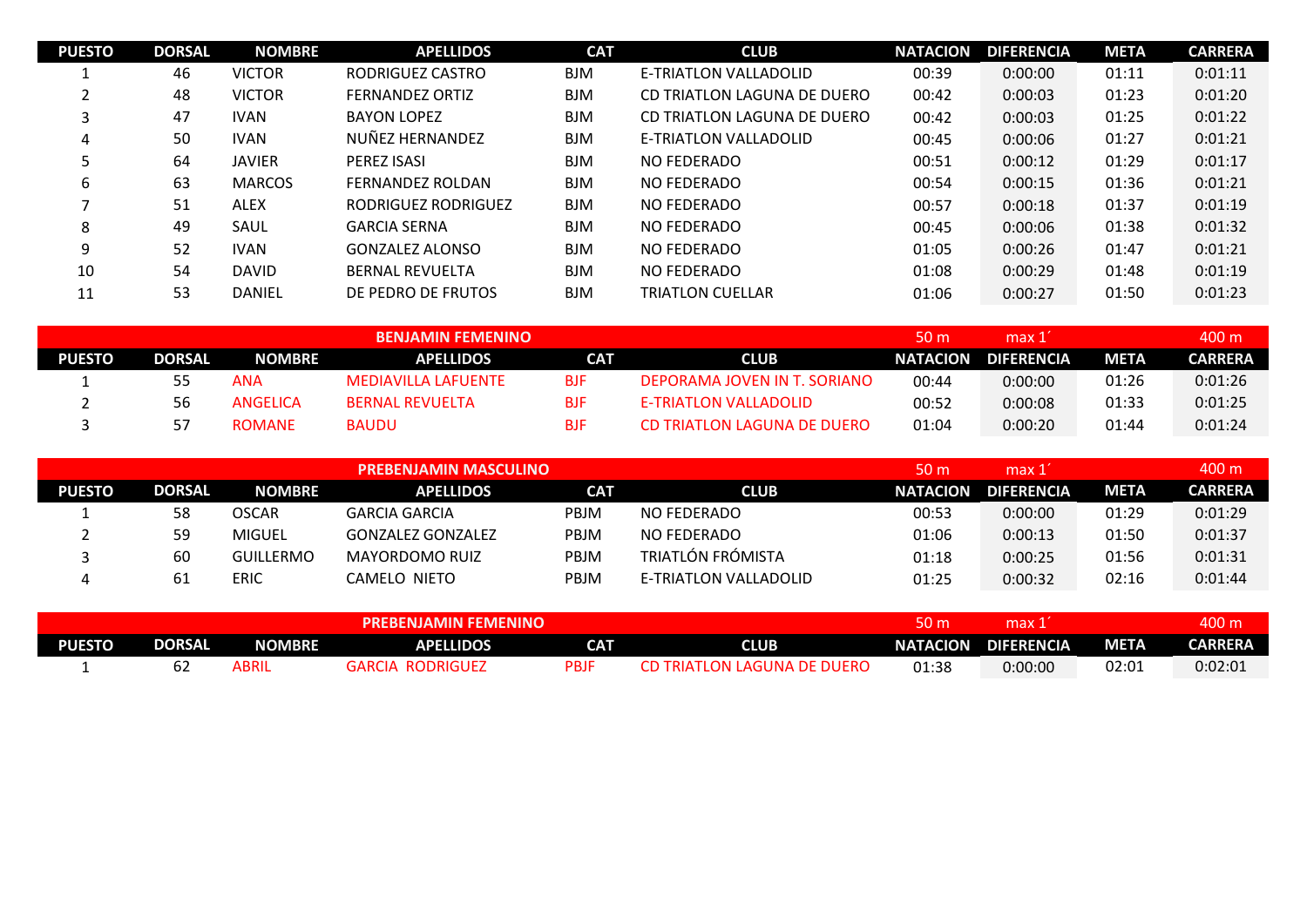| PUESTO | DORSAL | NOMBRE | APELLIDOS | CAT | CLUB | NATACION | DIFERENCIA | META | CARRERA |
|---|---|---|---|---|---|---|---|---|---|
| 1 | 46 | VICTOR | RODRIGUEZ CASTRO | BJM | E-TRIATLON VALLADOLID | 00:39 | 0:00:00 | 01:11 | 0:01:11 |
| 2 | 48 | VICTOR | FERNANDEZ ORTIZ | BJM | CD TRIATLON LAGUNA DE DUERO | 00:42 | 0:00:03 | 01:23 | 0:01:20 |
| 3 | 47 | IVAN | BAYON LOPEZ | BJM | CD TRIATLON LAGUNA DE DUERO | 00:42 | 0:00:03 | 01:25 | 0:01:22 |
| 4 | 50 | IVAN | NUÑEZ HERNANDEZ | BJM | E-TRIATLON VALLADOLID | 00:45 | 0:00:06 | 01:27 | 0:01:21 |
| 5 | 64 | JAVIER | PEREZ ISASI | BJM | NO FEDERADO | 00:51 | 0:00:12 | 01:29 | 0:01:17 |
| 6 | 63 | MARCOS | FERNANDEZ ROLDAN | BJM | NO FEDERADO | 00:54 | 0:00:15 | 01:36 | 0:01:21 |
| 7 | 51 | ALEX | RODRIGUEZ RODRIGUEZ | BJM | NO FEDERADO | 00:57 | 0:00:18 | 01:37 | 0:01:19 |
| 8 | 49 | SAUL | GARCIA SERNA | BJM | NO FEDERADO | 00:45 | 0:00:06 | 01:38 | 0:01:32 |
| 9 | 52 | IVAN | GONZALEZ ALONSO | BJM | NO FEDERADO | 01:05 | 0:00:26 | 01:47 | 0:01:21 |
| 10 | 54 | DAVID | BERNAL REVUELTA | BJM | NO FEDERADO | 01:08 | 0:00:29 | 01:48 | 0:01:19 |
| 11 | 53 | DANIEL | DE PEDRO DE FRUTOS | BJM | TRIATLON CUELLAR | 01:06 | 0:00:27 | 01:50 | 0:01:23 |

| BENJAMIN FEMENINO | | | | | | 50 m | max 1´ | | 400 m |
|---|---|---|---|---|---|---|---|---|---|
| PUESTO | DORSAL | NOMBRE | APELLIDOS | CAT | CLUB | NATACION | DIFERENCIA | META | CARRERA |
| 1 | 55 | ANA | MEDIAVILLA LAFUENTE | BJF | DEPORAMA JOVEN IN T. SORIANO | 00:44 | 0:00:00 | 01:26 | 0:01:26 |
| 2 | 56 | ANGELICA | BERNAL REVUELTA | BJF | E-TRIATLON VALLADOLID | 00:52 | 0:00:08 | 01:33 | 0:01:25 |
| 3 | 57 | ROMANE | BAUDU | BJF | CD TRIATLON LAGUNA DE DUERO | 01:04 | 0:00:20 | 01:44 | 0:01:24 |

| PREBENJAMIN MASCULINO | | | | | | 50 m | max 1´ | | 400 m |
|---|---|---|---|---|---|---|---|---|---|
| PUESTO | DORSAL | NOMBRE | APELLIDOS | CAT | CLUB | NATACION | DIFERENCIA | META | CARRERA |
| 1 | 58 | OSCAR | GARCIA GARCIA | PBJM | NO FEDERADO | 00:53 | 0:00:00 | 01:29 | 0:01:29 |
| 2 | 59 | MIGUEL | GONZALEZ GONZALEZ | PBJM | NO FEDERADO | 01:06 | 0:00:13 | 01:50 | 0:01:37 |
| 3 | 60 | GUILLERMO | MAYORDOMO RUIZ | PBJM | TRIATLÓN FRÓMISTA | 01:18 | 0:00:25 | 01:56 | 0:01:31 |
| 4 | 61 | ERIC | CAMELO NIETO | PBJM | E-TRIATLON VALLADOLID | 01:25 | 0:00:32 | 02:16 | 0:01:44 |

| PREBENJAMIN FEMENINO | | | | | | 50 m | max 1´ | | 400 m |
|---|---|---|---|---|---|---|---|---|---|
| PUESTO | DORSAL | NOMBRE | APELLIDOS | CAT | CLUB | NATACION | DIFERENCIA | META | CARRERA |
| 1 | 62 | ABRIL | GARCIA RODRIGUEZ | PBJF | CD TRIATLON LAGUNA DE DUERO | 01:38 | 0:00:00 | 02:01 | 0:02:01 |